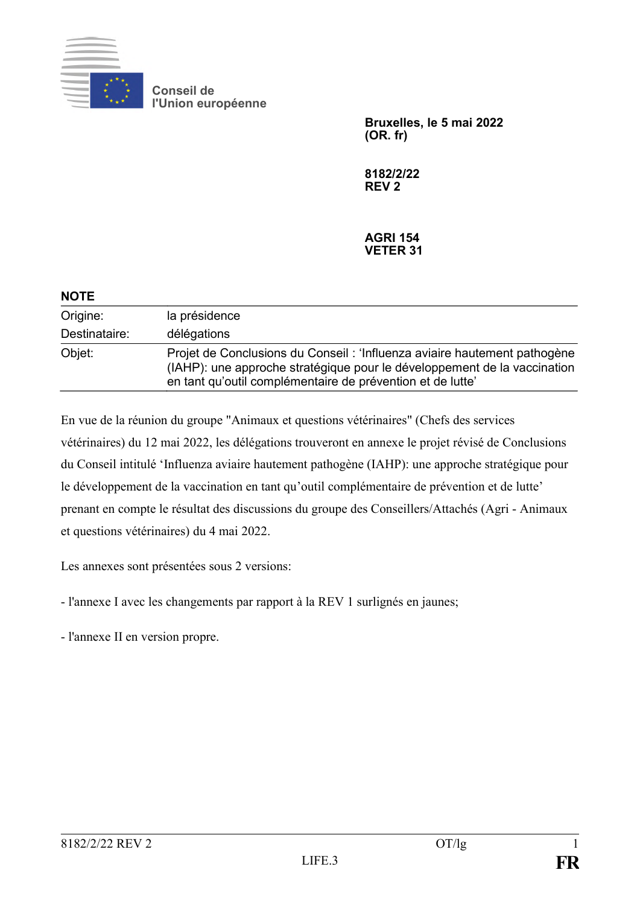Conseil de
l'Union européenne

**Bruxelles, le 5 mai 2022**
**(OR. fr)**

**8182/2/22**
**REV 2**

**AGRI 154**
**VETER 31**

**NOTE**

| | |
|---|---|
| Origine: | la présidence |
| Destinataire: | délégations |
| Objet: | Projet de Conclusions du Conseil : 'Influenza aviaire hautement pathogène (IAHP): une approche stratégique pour le développement de la vaccination en tant qu'outil complémentaire de prévention et de lutte' |

En vue de la réunion du groupe "Animaux et questions vétérinaires" (Chefs des services vétérinaires) du 12 mai 2022, les délégations trouveront en annexe le projet révisé de Conclusions du Conseil intitulé 'Influenza aviaire hautement pathogène (IAHP): une approche stratégique pour le développement de la vaccination en tant qu'outil complémentaire de prévention et de lutte' prenant en compte le résultat des discussions du groupe des Conseillers/Attachés (Agri - Animaux et questions vétérinaires) du 4 mai 2022.

Les annexes sont présentées sous 2 versions:

- l'annexe I avec les changements par rapport à la REV 1 surlignés en jaunes;

- l'annexe II en version propre.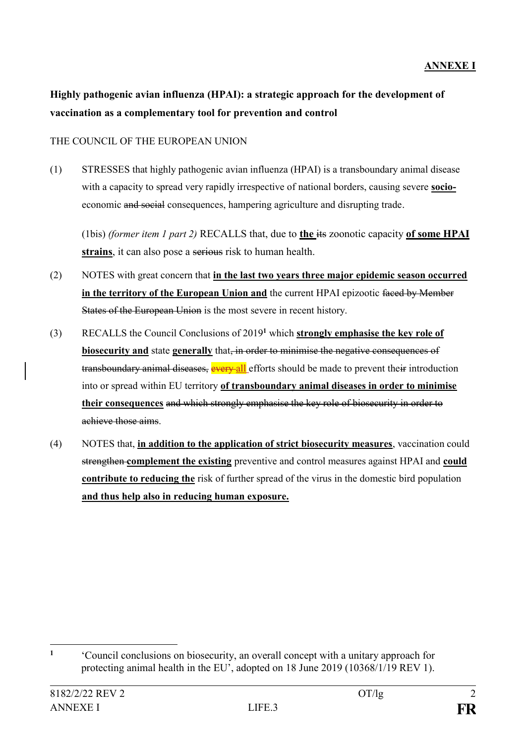**ANNEXE I**

**Highly pathogenic avian influenza (HPAI): a strategic approach for the development of vaccination as a complementary tool for prevention and control**

THE COUNCIL OF THE EUROPEAN UNION

(1) STRESSES that highly pathogenic avian influenza (HPAI) is a transboundary animal disease with a capacity to spread very rapidly irrespective of national borders, causing severe **socio-** economic ~~and social~~ consequences, hampering agriculture and disrupting trade.

(1bis) *(former item 1 part 2)* RECALLS that, due to **the** ~~its~~ zoonotic capacity **of some HPAI strains**, it can also pose a ~~serious~~ risk to human health.

(2) NOTES with great concern that **in the last two years three major epidemic season occurred in the territory of the European Union and** the current HPAI epizootic ~~faced by Member States of the European Union~~ is the most severe in recent history.

(3) RECALLS the Council Conclusions of 2019[1] which **strongly emphasise the key role of biosecurity and** state **generally** that~~, in order to minimise the negative consequences of transboundary animal diseases,~~ ~~every~~ all efforts should be made to prevent the~~ir~~ introduction into or spread within EU territory **of transboundary animal diseases in order to minimise their consequences** ~~and which strongly emphasise the key role of biosecurity in order to achieve those aims~~.

(4) NOTES that, **in addition to the application of strict biosecurity measures**, vaccination could ~~strengthen~~ **complement the existing** preventive and control measures against HPAI and **could contribute to reducing the** risk of further spread of the virus in the domestic bird population **and thus help also in reducing human exposure.**

[1] 'Council conclusions on biosecurity, an overall concept with a unitary approach for protecting animal health in the EU', adopted on 18 June 2019 (10368/1/19 REV 1).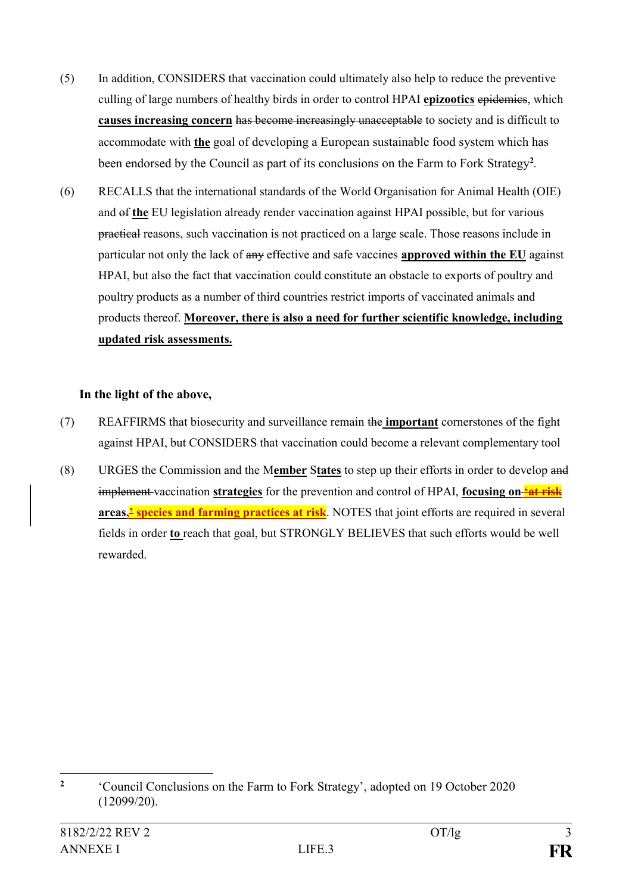(5) In addition, CONSIDERS that vaccination could ultimately also help to reduce the preventive culling of large numbers of healthy birds in order to control HPAI **epizootics** ~~epidemics~~, which **causes increasing concern** ~~has become increasingly unacceptable~~ to society and is difficult to accommodate with **the** goal of developing a European sustainable food system which has been endorsed by the Council as part of its conclusions on the Farm to Fork Strategy[2].

(6) RECALLS that the international standards of the World Organisation for Animal Health (OIE) and ~~of~~ **the** EU legislation already render vaccination against HPAI possible, but for various ~~practical~~ reasons, such vaccination is not practiced on a large scale. Those reasons include in particular not only the lack of ~~any~~ effective and safe vaccines **approved within the EU** against HPAI, but also the fact that vaccination could constitute an obstacle to exports of poultry and poultry products as a number of third countries restrict imports of vaccinated animals and products thereof. **Moreover, there is also a need for further scientific knowledge, including updated risk assessments.**

**In the light of the above,**

(7) REAFFIRMS that biosecurity and surveillance remain ~~the~~ **important** cornerstones of the fight against HPAI, but CONSIDERS that vaccination could become a relevant complementary tool

(8) URGES the Commission and the M**ember** S**tates** to step up their efforts in order to develop ~~and implement~~ vaccination **strategies** for the prevention and control of HPAI, **focusing on** ~~'at risk~~ **areas,**[2] **species and farming practices at risk**. NOTES that joint efforts are required in several fields in order **to** reach that goal, but STRONGLY BELIEVES that such efforts would be well rewarded.

---

[2] 'Council Conclusions on the Farm to Fork Strategy', adopted on 19 October 2020 (12099/20).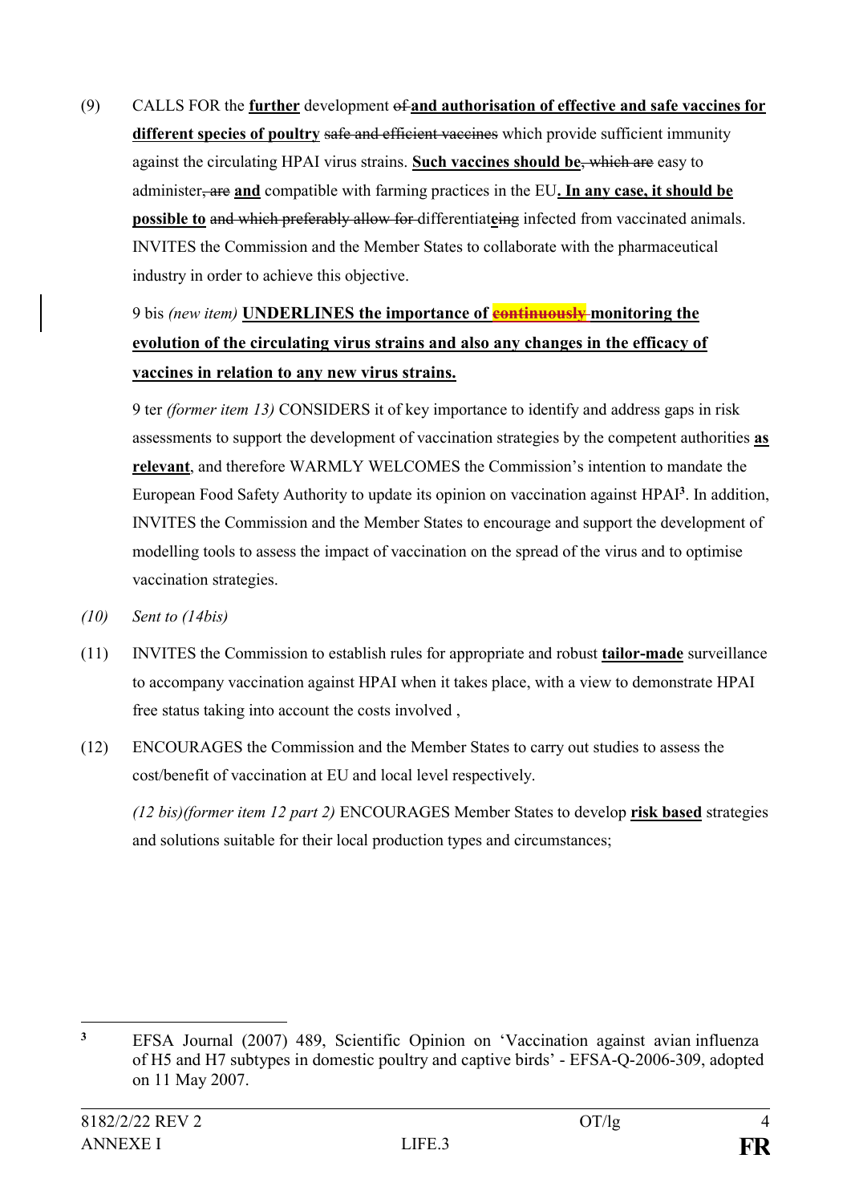(9) CALLS FOR the **further** development ~~of~~ **and authorisation of effective and safe vaccines for different species of poultry** ~~safe and efficient vaccines~~ which provide sufficient immunity against the circulating HPAI virus strains. **Such vaccines should be**~~, which are~~ easy to administer~~, are~~ **and** compatible with farming practices in the EU**. In any case, it should be possible to** ~~and which preferably allow for~~ differentiat**e**~~ing~~ infected from vaccinated animals. INVITES the Commission and the Member States to collaborate with the pharmaceutical industry in order to achieve this objective.

9 bis *(new item)* **UNDERLINES the importance of ~~continuously~~ monitoring the evolution of the circulating virus strains and also any changes in the efficacy of vaccines in relation to any new virus strains.**

9 ter *(former item 13)* CONSIDERS it of key importance to identify and address gaps in risk assessments to support the development of vaccination strategies by the competent authorities **as relevant**, and therefore WARMLY WELCOMES the Commission's intention to mandate the European Food Safety Authority to update its opinion on vaccination against HPAI[3]. In addition, INVITES the Commission and the Member States to encourage and support the development of modelling tools to assess the impact of vaccination on the spread of the virus and to optimise vaccination strategies.

*(10) Sent to (14bis)*

(11) INVITES the Commission to establish rules for appropriate and robust **tailor-made** surveillance to accompany vaccination against HPAI when it takes place, with a view to demonstrate HPAI free status taking into account the costs involved ,

(12) ENCOURAGES the Commission and the Member States to carry out studies to assess the cost/benefit of vaccination at EU and local level respectively.

*(12 bis)(former item 12 part 2)* ENCOURAGES Member States to develop **risk based** strategies and solutions suitable for their local production types and circumstances;

---

[3] EFSA Journal (2007) 489, Scientific Opinion on 'Vaccination against avian influenza of H5 and H7 subtypes in domestic poultry and captive birds' - EFSA-Q-2006-309, adopted on 11 May 2007.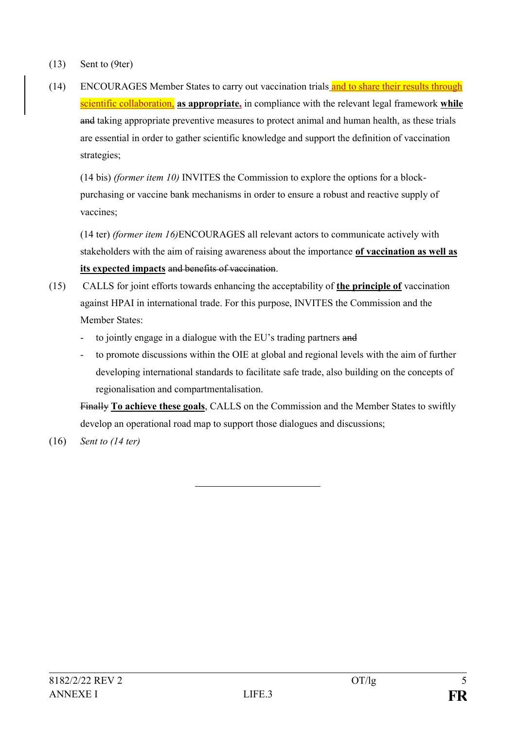(13) Sent to (9ter)

(14) ENCOURAGES Member States to carry out vaccination trials and to share their results through scientific collaboration, **as appropriate**, in compliance with the relevant legal framework **while** ~~and~~ taking appropriate preventive measures to protect animal and human health, as these trials are essential in order to gather scientific knowledge and support the definition of vaccination strategies;

(14 bis) *(former item 10)* INVITES the Commission to explore the options for a block-purchasing or vaccine bank mechanisms in order to ensure a robust and reactive supply of vaccines;

(14 ter) *(former item 16)*ENCOURAGES all relevant actors to communicate actively with stakeholders with the aim of raising awareness about the importance **of vaccination as well as its expected impacts** ~~and benefits of vaccination~~.

(15) CALLS for joint efforts towards enhancing the acceptability of **the principle of** vaccination against HPAI in international trade. For this purpose, INVITES the Commission and the Member States:

- to jointly engage in a dialogue with the EU's trading partners ~~and~~
- to promote discussions within the OIE at global and regional levels with the aim of further developing international standards to facilitate safe trade, also building on the concepts of regionalisation and compartmentalisation.

~~Finally~~ **To achieve these goals**, CALLS on the Commission and the Member States to swiftly develop an operational road map to support those dialogues and discussions;

(16) *Sent to (14 ter)*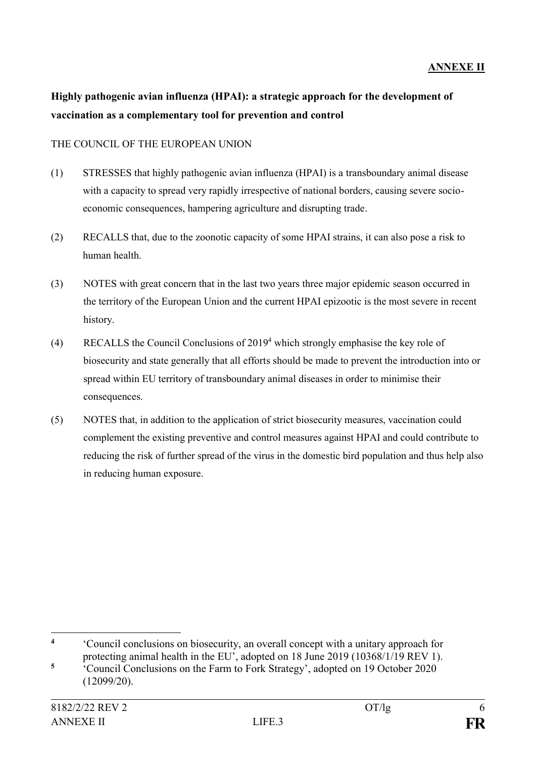**ANNEXE II**

**Highly pathogenic avian influenza (HPAI): a strategic approach for the development of vaccination as a complementary tool for prevention and control**

THE COUNCIL OF THE EUROPEAN UNION

(1) STRESSES that highly pathogenic avian influenza (HPAI) is a transboundary animal disease with a capacity to spread very rapidly irrespective of national borders, causing severe socio-economic consequences, hampering agriculture and disrupting trade.

(2) RECALLS that, due to the zoonotic capacity of some HPAI strains, it can also pose a risk to human health.

(3) NOTES with great concern that in the last two years three major epidemic season occurred in the territory of the European Union and the current HPAI epizootic is the most severe in recent history.

(4) RECALLS the Council Conclusions of 2019[4] which strongly emphasise the key role of biosecurity and state generally that all efforts should be made to prevent the introduction into or spread within EU territory of transboundary animal diseases in order to minimise their consequences.

(5) NOTES that, in addition to the application of strict biosecurity measures, vaccination could complement the existing preventive and control measures against HPAI and could contribute to reducing the risk of further spread of the virus in the domestic bird population and thus help also in reducing human exposure.

---

[4] 'Council conclusions on biosecurity, an overall concept with a unitary approach for protecting animal health in the EU', adopted on 18 June 2019 (10368/1/19 REV 1).

[5] 'Council Conclusions on the Farm to Fork Strategy', adopted on 19 October 2020 (12099/20).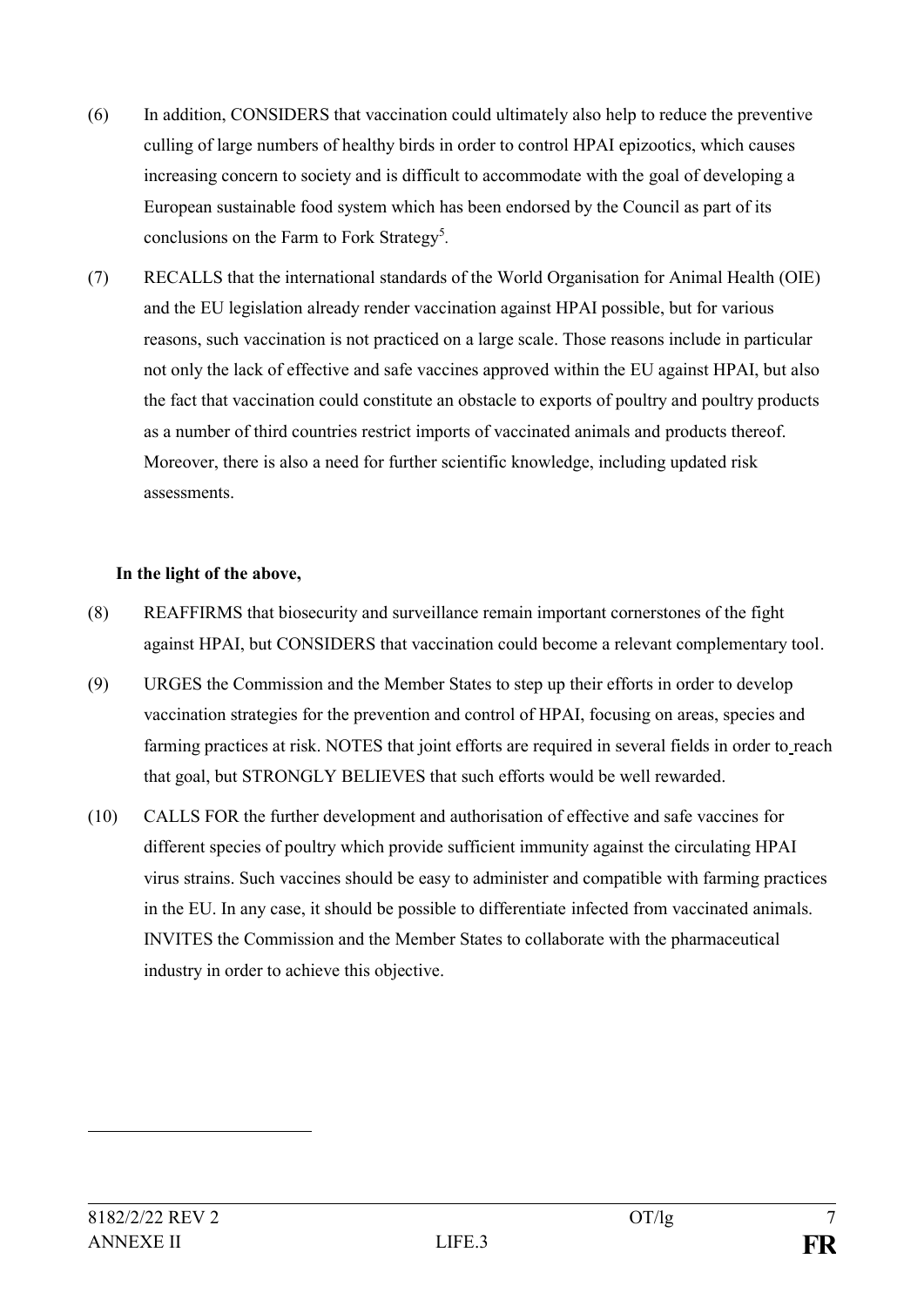(6) In addition, CONSIDERS that vaccination could ultimately also help to reduce the preventive culling of large numbers of healthy birds in order to control HPAI epizootics, which causes increasing concern to society and is difficult to accommodate with the goal of developing a European sustainable food system which has been endorsed by the Council as part of its conclusions on the Farm to Fork Strategy[5].

(7) RECALLS that the international standards of the World Organisation for Animal Health (OIE) and the EU legislation already render vaccination against HPAI possible, but for various reasons, such vaccination is not practiced on a large scale. Those reasons include in particular not only the lack of effective and safe vaccines approved within the EU against HPAI, but also the fact that vaccination could constitute an obstacle to exports of poultry and poultry products as a number of third countries restrict imports of vaccinated animals and products thereof. Moreover, there is also a need for further scientific knowledge, including updated risk assessments.

**In the light of the above,**

(8) REAFFIRMS that biosecurity and surveillance remain important cornerstones of the fight against HPAI, but CONSIDERS that vaccination could become a relevant complementary tool.

(9) URGES the Commission and the Member States to step up their efforts in order to develop vaccination strategies for the prevention and control of HPAI, focusing on areas, species and farming practices at risk. NOTES that joint efforts are required in several fields in order to reach that goal, but STRONGLY BELIEVES that such efforts would be well rewarded.

(10) CALLS FOR the further development and authorisation of effective and safe vaccines for different species of poultry which provide sufficient immunity against the circulating HPAI virus strains. Such vaccines should be easy to administer and compatible with farming practices in the EU. In any case, it should be possible to differentiate infected from vaccinated animals. INVITES the Commission and the Member States to collaborate with the pharmaceutical industry in order to achieve this objective.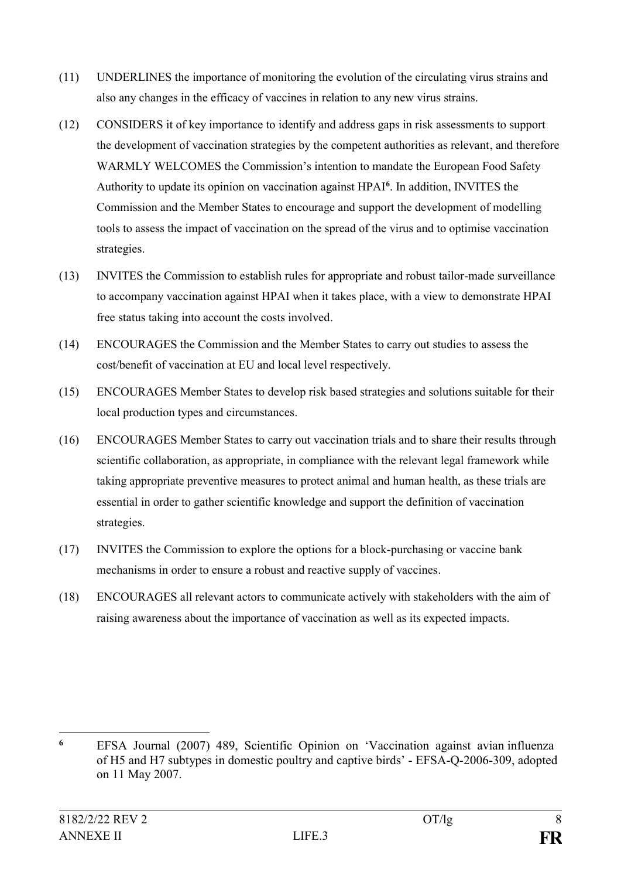(11) UNDERLINES the importance of monitoring the evolution of the circulating virus strains and also any changes in the efficacy of vaccines in relation to any new virus strains.

(12) CONSIDERS it of key importance to identify and address gaps in risk assessments to support the development of vaccination strategies by the competent authorities as relevant, and therefore WARMLY WELCOMES the Commission's intention to mandate the European Food Safety Authority to update its opinion on vaccination against HPAI[6]. In addition, INVITES the Commission and the Member States to encourage and support the development of modelling tools to assess the impact of vaccination on the spread of the virus and to optimise vaccination strategies.

(13) INVITES the Commission to establish rules for appropriate and robust tailor-made surveillance to accompany vaccination against HPAI when it takes place, with a view to demonstrate HPAI free status taking into account the costs involved.

(14) ENCOURAGES the Commission and the Member States to carry out studies to assess the cost/benefit of vaccination at EU and local level respectively.

(15) ENCOURAGES Member States to develop risk based strategies and solutions suitable for their local production types and circumstances.

(16) ENCOURAGES Member States to carry out vaccination trials and to share their results through scientific collaboration, as appropriate, in compliance with the relevant legal framework while taking appropriate preventive measures to protect animal and human health, as these trials are essential in order to gather scientific knowledge and support the definition of vaccination strategies.

(17) INVITES the Commission to explore the options for a block-purchasing or vaccine bank mechanisms in order to ensure a robust and reactive supply of vaccines.

(18) ENCOURAGES all relevant actors to communicate actively with stakeholders with the aim of raising awareness about the importance of vaccination as well as its expected impacts.

---

[6] EFSA Journal (2007) 489, Scientific Opinion on 'Vaccination against avian influenza of H5 and H7 subtypes in domestic poultry and captive birds' - EFSA-Q-2006-309, adopted on 11 May 2007.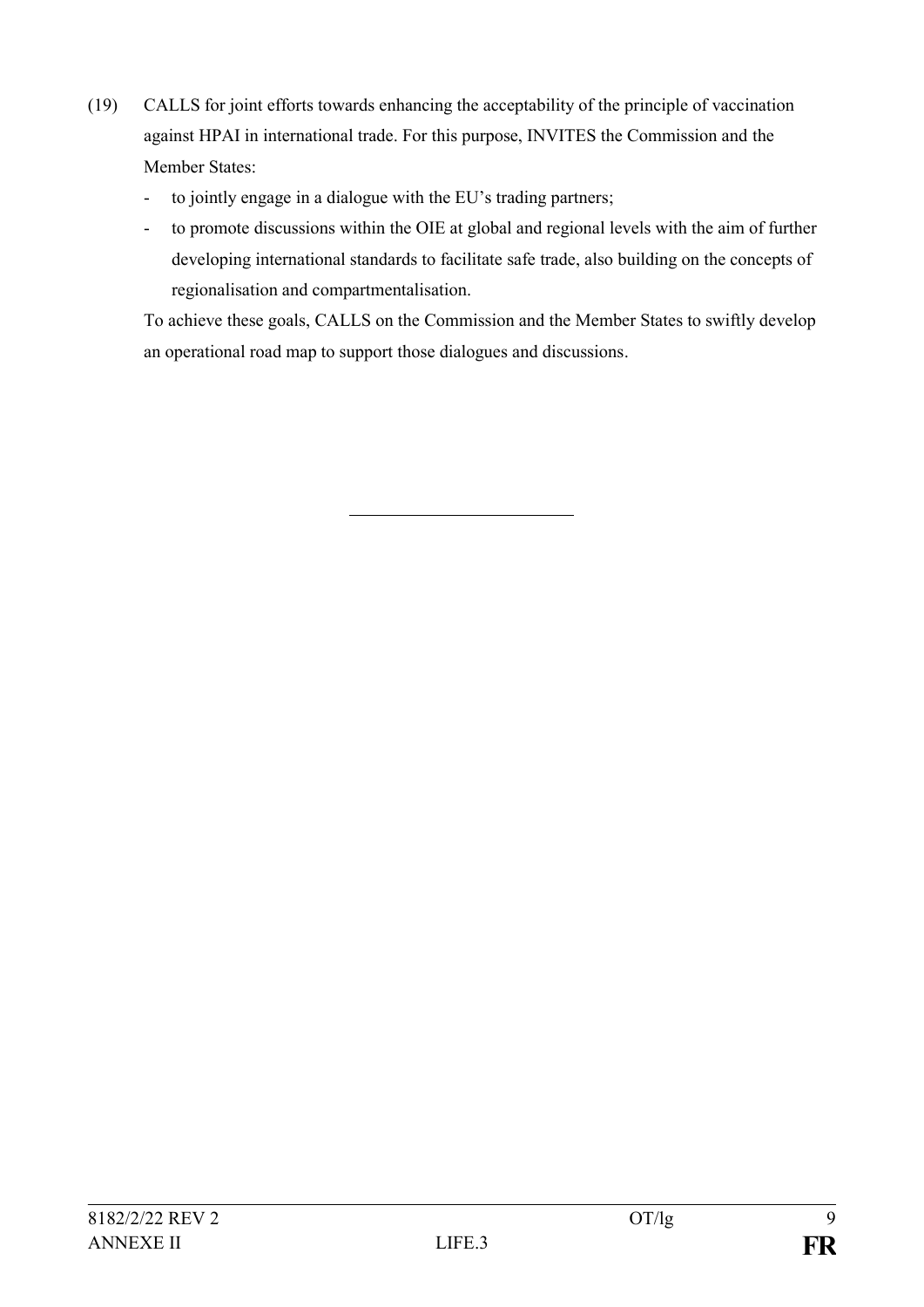(19) CALLS for joint efforts towards enhancing the acceptability of the principle of vaccination against HPAI in international trade. For this purpose, INVITES the Commission and the Member States:

- to jointly engage in a dialogue with the EU's trading partners;
- to promote discussions within the OIE at global and regional levels with the aim of further developing international standards to facilitate safe trade, also building on the concepts of regionalisation and compartmentalisation.

To achieve these goals, CALLS on the Commission and the Member States to swiftly develop an operational road map to support those dialogues and discussions.